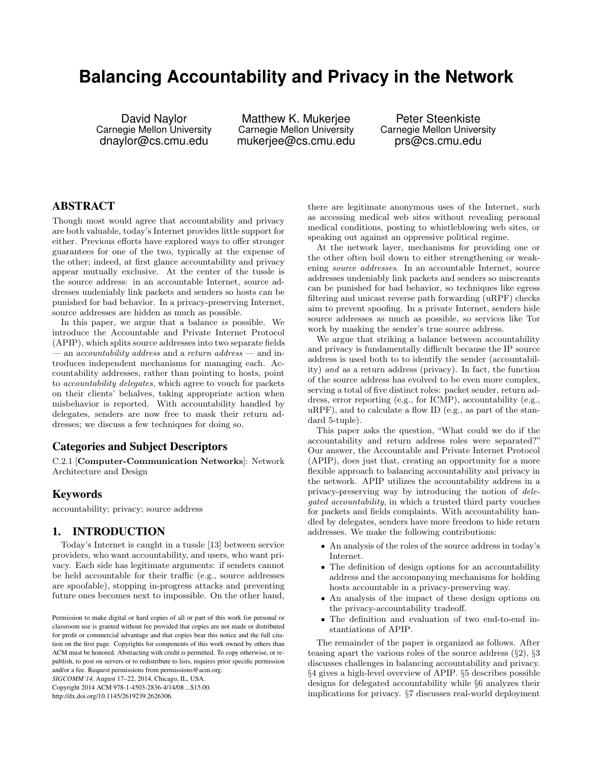# Balancing Accountability and Privacy in the Network

David Naylor
Carnegie Mellon University
dnaylor@cs.cmu.edu

Matthew K. Mukerjee
Carnegie Mellon University
mukerjee@cs.cmu.edu

Peter Steenkiste
Carnegie Mellon University
prs@cs.cmu.edu

## ABSTRACT

Though most would agree that accountability and privacy are both valuable, today's Internet provides little support for either. Previous efforts have explored ways to offer stronger guarantees for one of the two, typically at the expense of the other; indeed, at first glance accountability and privacy appear mutually exclusive. At the center of the tussle is the source address: in an accountable Internet, source addresses undeniably link packets and senders so hosts can be punished for bad behavior. In a privacy-preserving Internet, source addresses are hidden as much as possible.

In this paper, we argue that a balance *is* possible. We introduce the Accountable and Private Internet Protocol (APIP), which splits source addresses into two separate fields — an *accountability address* and a *return address* — and introduces independent mechanisms for managing each. Accountability addresses, rather than pointing to hosts, point to *accountability delegates*, which agree to vouch for packets on their clients' behalves, taking appropriate action when misbehavior is reported. With accountability handled by delegates, senders are now free to mask their return addresses; we discuss a few techniques for doing so.

## Categories and Subject Descriptors

C.2.1 [**Computer-Communication Networks**]: Network Architecture and Design

## Keywords

accountability; privacy; source address

## 1. INTRODUCTION

Today's Internet is caught in a tussle [13] between service providers, who want accountability, and users, who want privacy. Each side has legitimate arguments: if senders cannot be held accountable for their traffic (e.g., source addresses are spoofable), stopping in-progress attacks and preventing future ones becomes next to impossible. On the other hand, there are legitimate anonymous uses of the Internet, such as accessing medical web sites without revealing personal medical conditions, posting to whistleblowing web sites, or speaking out against an oppressive political regime.

At the network layer, mechanisms for providing one or the other often boil down to either strengthening or weakening *source addresses*. In an accountable Internet, source addresses undeniably link packets and senders so miscreants can be punished for bad behavior, so techniques like egress filtering and unicast reverse path forwarding (uRPF) checks aim to prevent spoofing. In a private Internet, senders hide source addresses as much as possible, so services like Tor work by masking the sender's true source address.

We argue that striking a balance between accountability and privacy is fundamentally difficult because the IP source address is used both to to identify the sender (accountability) *and* as a return address (privacy). In fact, the function of the source address has evolved to be even more complex, serving a total of five distinct roles: packet sender, return address, error reporting (e.g., for ICMP), accountability (e.g., uRPF), and to calculate a flow ID (e.g., as part of the standard 5-tuple).

This paper asks the question, "What could we do if the accountability and return address roles were separated?" Our answer, the Accountable and Private Internet Protocol (APIP), does just that, creating an opportunity for a more flexible approach to balancing accountability and privacy in the network. APIP utilizes the accountability address in a privacy-preserving way by introducing the notion of *delegated accountability*, in which a trusted third party vouches for packets and fields complaints. With accountability handled by delegates, senders have more freedom to hide return addresses. We make the following contributions:

- An analysis of the roles of the source address in today's Internet.
- The definition of design options for an accountability address and the accompanying mechanisms for holding hosts accountable in a privacy-preserving way.
- An analysis of the impact of these design options on the privacy-accountability tradeoff.
- The definition and evaluation of two end-to-end instantiations of APIP.

The remainder of the paper is organized as follows. After teasing apart the various roles of the source address (§2), §3 discusses challenges in balancing accountability and privacy. §4 gives a high-level overview of APIP. §5 describes possible designs for delegated accountability while §6 analyzes their implications for privacy. §7 discusses real-world deployment

Permission to make digital or hard copies of all or part of this work for personal or classroom use is granted without fee provided that copies are not made or distributed for profit or commercial advantage and that copies bear this notice and the full citation on the first page. Copyrights for components of this work owned by others than ACM must be honored. Abstracting with credit is permitted. To copy otherwise, or republish, to post on servers or to redistribute to lists, requires prior specific permission and/or a fee. Request permissions from permissions@acm.org.
*SIGCOMM'14,* August 17–22, 2014, Chicago, IL, USA.
Copyright 2014 ACM 978-1-4503-2836-4/14/08 ...$15.00.
http://dx.doi.org/10.1145/2619239.2626306.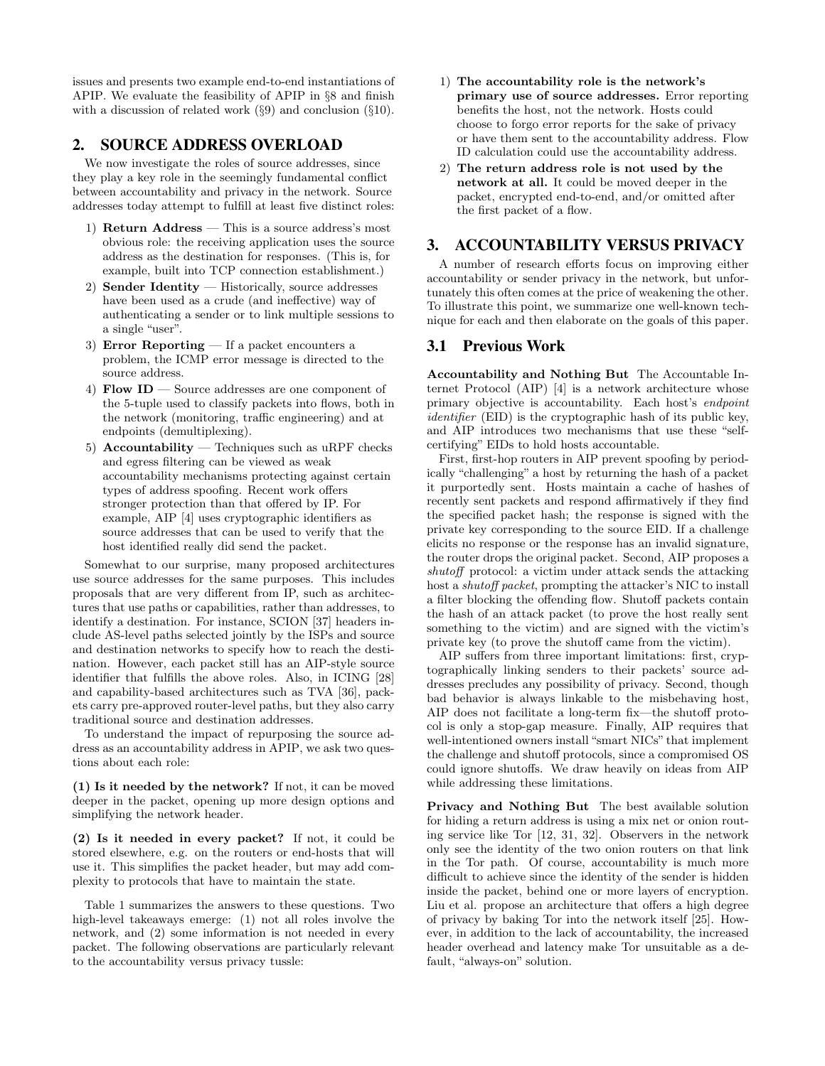issues and presents two example end-to-end instantiations of APIP. We evaluate the feasibility of APIP in §8 and finish with a discussion of related work (§9) and conclusion (§10).

## 2. SOURCE ADDRESS OVERLOAD

We now investigate the roles of source addresses, since they play a key role in the seemingly fundamental conflict between accountability and privacy in the network. Source addresses today attempt to fulfill at least five distinct roles:

1) **Return Address** — This is a source address's most obvious role: the receiving application uses the source address as the destination for responses. (This is, for example, built into TCP connection establishment.)
2) **Sender Identity** — Historically, source addresses have been used as a crude (and ineffective) way of authenticating a sender or to link multiple sessions to a single "user".
3) **Error Reporting** — If a packet encounters a problem, the ICMP error message is directed to the source address.
4) **Flow ID** — Source addresses are one component of the 5-tuple used to classify packets into flows, both in the network (monitoring, traffic engineering) and at endpoints (demultiplexing).
5) **Accountability** — Techniques such as uRPF checks and egress filtering can be viewed as weak accountability mechanisms protecting against certain types of address spoofing. Recent work offers stronger protection than that offered by IP. For example, AIP [4] uses cryptographic identifiers as source addresses that can be used to verify that the host identified really did send the packet.

Somewhat to our surprise, many proposed architectures use source addresses for the same purposes. This includes proposals that are very different from IP, such as architectures that use paths or capabilities, rather than addresses, to identify a destination. For instance, SCION [37] headers include AS-level paths selected jointly by the ISPs and source and destination networks to specify how to reach the destination. However, each packet still has an AIP-style source identifier that fulfills the above roles. Also, in ICING [28] and capability-based architectures such as TVA [36], packets carry pre-approved router-level paths, but they also carry traditional source and destination addresses.

To understand the impact of repurposing the source address as an accountability address in APIP, we ask two questions about each role:

**(1) Is it needed by the network?** If not, it can be moved deeper in the packet, opening up more design options and simplifying the network header.

**(2) Is it needed in every packet?** If not, it could be stored elsewhere, e.g. on the routers or end-hosts that will use it. This simplifies the packet header, but may add complexity to protocols that have to maintain the state.

Table 1 summarizes the answers to these questions. Two high-level takeaways emerge: (1) not all roles involve the network, and (2) some information is not needed in every packet. The following observations are particularly relevant to the accountability versus privacy tussle:

1) **The accountability role is the network's primary use of source addresses.** Error reporting benefits the host, not the network. Hosts could choose to forgo error reports for the sake of privacy or have them sent to the accountability address. Flow ID calculation could use the accountability address.
2) **The return address role is not used by the network at all.** It could be moved deeper in the packet, encrypted end-to-end, and/or omitted after the first packet of a flow.

## 3. ACCOUNTABILITY VERSUS PRIVACY

A number of research efforts focus on improving either accountability or sender privacy in the network, but unfortunately this often comes at the price of weakening the other. To illustrate this point, we summarize one well-known technique for each and then elaborate on the goals of this paper.

### 3.1 Previous Work

**Accountability and Nothing But** The Accountable Internet Protocol (AIP) [4] is a network architecture whose primary objective is accountability. Each host's *endpoint identifier* (EID) is the cryptographic hash of its public key, and AIP introduces two mechanisms that use these "self-certifying" EIDs to hold hosts accountable.

First, first-hop routers in AIP prevent spoofing by periodically "challenging" a host by returning the hash of a packet it purportedly sent. Hosts maintain a cache of hashes of recently sent packets and respond affirmatively if they find the specified packet hash; the response is signed with the private key corresponding to the source EID. If a challenge elicits no response or the response has an invalid signature, the router drops the original packet. Second, AIP proposes a *shutoff* protocol: a victim under attack sends the attacking host a *shutoff packet*, prompting the attacker's NIC to install a filter blocking the offending flow. Shutoff packets contain the hash of an attack packet (to prove the host really sent something to the victim) and are signed with the victim's private key (to prove the shutoff came from the victim).

AIP suffers from three important limitations: first, cryptographically linking senders to their packets' source addresses precludes any possibility of privacy. Second, though bad behavior is always linkable to the misbehaving host, AIP does not facilitate a long-term fix—the shutoff protocol is only a stop-gap measure. Finally, AIP requires that well-intentioned owners install "smart NICs" that implement the challenge and shutoff protocols, since a compromised OS could ignore shutoffs. We draw heavily on ideas from AIP while addressing these limitations.

**Privacy and Nothing But** The best available solution for hiding a return address is using a mix net or onion routing service like Tor [12, 31, 32]. Observers in the network only see the identity of the two onion routers on that link in the Tor path. Of course, accountability is much more difficult to achieve since the identity of the sender is hidden inside the packet, behind one or more layers of encryption. Liu et al. propose an architecture that offers a high degree of privacy by baking Tor into the network itself [25]. However, in addition to the lack of accountability, the increased header overhead and latency make Tor unsuitable as a default, "always-on" solution.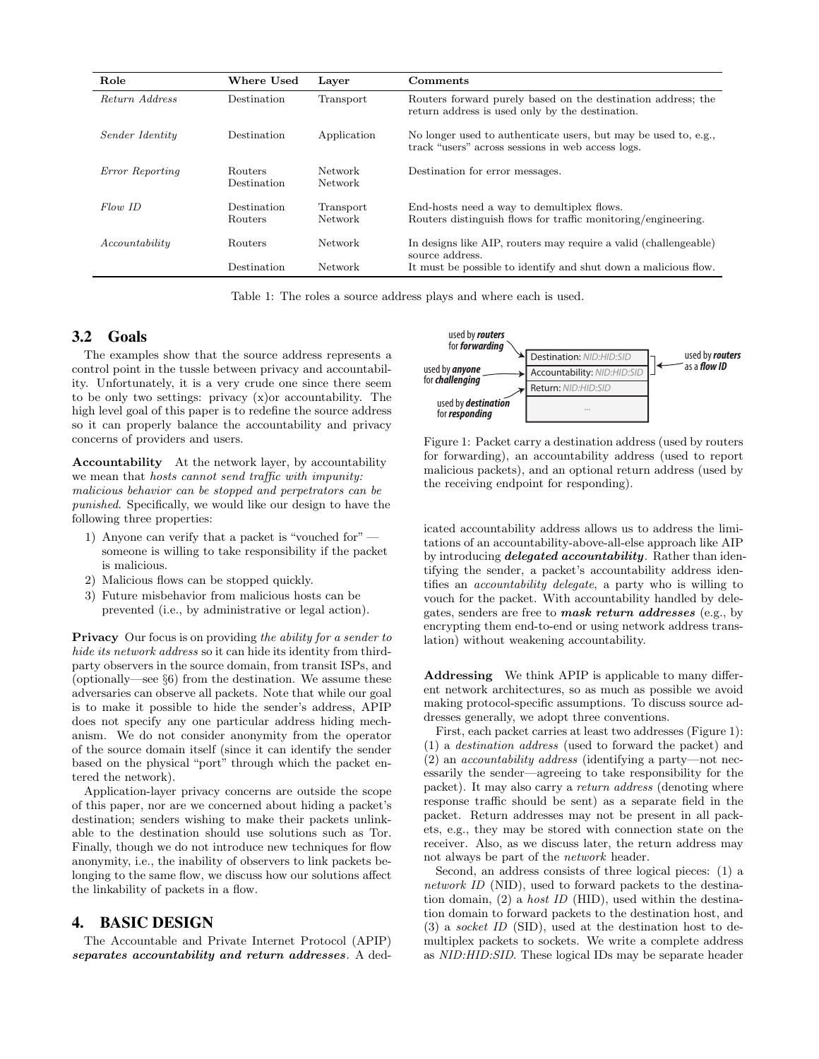| Role | Where Used | Layer | Comments |
|---|---|---|---|
| *Return Address* | Destination | Transport | Routers forward purely based on the destination address; the return address is used only by the destination. |
| *Sender Identity* | Destination | Application | No longer used to authenticate users, but may be used to, e.g., track "users" across sessions in web access logs. |
| *Error Reporting* | Routers | Network | Destination for error messages. |
| | Destination | Network | |
| *Flow ID* | Destination | Transport | End-hosts need a way to demultiplex flows. |
| | Routers | Network | Routers distinguish flows for traffic monitoring/engineering. |
| *Accountability* | Routers | Network | In designs like AIP, routers may require a valid (challengeable) source address. |
| | Destination | Network | It must be possible to identify and shut down a malicious flow. |

Table 1: The roles a source address plays and where each is used.

## 3.2 Goals

The examples show that the source address represents a control point in the tussle between privacy and accountability. Unfortunately, it is a very crude one since there seem to be only two settings: privacy (x)or accountability. The high level goal of this paper is to redefine the source address so it can properly balance the accountability and privacy concerns of providers and users.

**Accountability** At the network layer, by accountability we mean that *hosts cannot send traffic with impunity: malicious behavior can be stopped and perpetrators can be punished*. Specifically, we would like our design to have the following three properties:

1) Anyone can verify that a packet is "vouched for" — someone is willing to take responsibility if the packet is malicious.
2) Malicious flows can be stopped quickly.
3) Future misbehavior from malicious hosts can be prevented (i.e., by administrative or legal action).

**Privacy** Our focus is on providing *the ability for a sender to hide its network address* so it can hide its identity from third-party observers in the source domain, from transit ISPs, and (optionally—see §6) from the destination. We assume these adversaries can observe all packets. Note that while our goal is to make it possible to hide the sender's address, APIP does not specify any one particular address hiding mechanism. We do not consider anonymity from the operator of the source domain itself (since it can identify the sender based on the physical "port" through which the packet entered the network).

Application-layer privacy concerns are outside the scope of this paper, nor are we concerned about hiding a packet's destination; senders wishing to make their packets unlinkable to the destination should use solutions such as Tor. Finally, though we do not introduce new techniques for flow anonymity, i.e., the inability of observers to link packets belonging to the same flow, we discuss how our solutions affect the linkability of packets in a flow.

# 4. BASIC DESIGN

The Accountable and Private Internet Protocol (APIP) ***separates accountability and return addresses***. A dedicated accountability address allows us to address the limitations of an accountability-above-all-else approach like AIP by introducing ***delegated accountability***. Rather than identifying the sender, a packet's accountability address identifies an *accountability delegate*, a party who is willing to vouch for the packet. With accountability handled by delegates, senders are free to ***mask return addresses*** (e.g., by encrypting them end-to-end or using network address translation) without weakening accountability.

Figure 1: Packet carry a destination address (used by routers for forwarding), an accountability address (used to report malicious packets), and an optional return address (used by the receiving endpoint for responding).

**Addressing** We think APIP is applicable to many different network architectures, so as much as possible we avoid making protocol-specific assumptions. To discuss source addresses generally, we adopt three conventions.

First, each packet carries at least two addresses (Figure 1): (1) a *destination address* (used to forward the packet) and (2) an *accountability address* (identifying a party—not necessarily the sender—agreeing to take responsibility for the packet). It may also carry a *return address* (denoting where response traffic should be sent) as a separate field in the packet. Return addresses may not be present in all packets, e.g., they may be stored with connection state on the receiver. Also, as we discuss later, the return address may not always be part of the *network* header.

Second, an address consists of three logical pieces: (1) a *network ID* (NID), used to forward packets to the destination domain, (2) a *host ID* (HID), used within the destination domain to forward packets to the destination host, and (3) a *socket ID* (SID), used at the destination host to demultiplex packets to sockets. We write a complete address as *NID:HID:SID*. These logical IDs may be separate header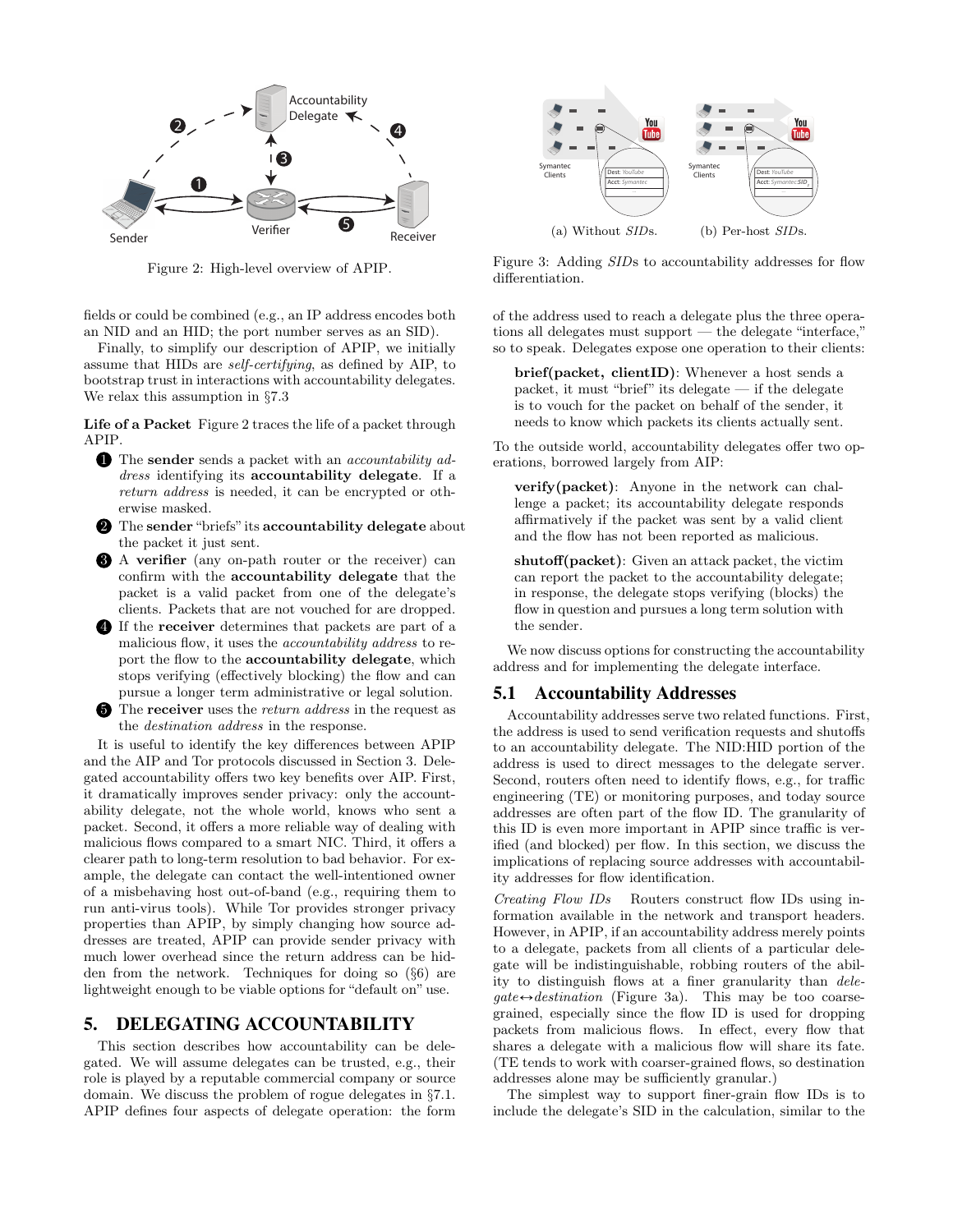Figure 2: High-level overview of APIP.

Figure 3: Adding *SID*s to accountability addresses for flow differentiation.

(a) Without *SID*s. (b) Per-host *SID*s.

fields or could be combined (e.g., an IP address encodes both an NID and an HID; the port number serves as an SID).

Finally, to simplify our description of APIP, we initially assume that HIDs are *self-certifying*, as defined by AIP, to bootstrap trust in interactions with accountability delegates. We relax this assumption in §7.3

**Life of a Packet** Figure 2 traces the life of a packet through APIP.

1. The **sender** sends a packet with an *accountability address* identifying its **accountability delegate**. If a *return address* is needed, it can be encrypted or otherwise masked.
2. The **sender** "briefs" its **accountability delegate** about the packet it just sent.
3. A **verifier** (any on-path router or the receiver) can confirm with the **accountability delegate** that the packet is a valid packet from one of the delegate's clients. Packets that are not vouched for are dropped.
4. If the **receiver** determines that packets are part of a malicious flow, it uses the *accountability address* to report the flow to the **accountability delegate**, which stops verifying (effectively blocking) the flow and can pursue a longer term administrative or legal solution.
5. The **receiver** uses the *return address* in the request as the *destination address* in the response.

It is useful to identify the key differences between APIP and the AIP and Tor protocols discussed in Section 3. Delegated accountability offers two key benefits over AIP. First, it dramatically improves sender privacy: only the accountability delegate, not the whole world, knows who sent a packet. Second, it offers a more reliable way of dealing with malicious flows compared to a smart NIC. Third, it offers a clearer path to long-term resolution to bad behavior. For example, the delegate can contact the well-intentioned owner of a misbehaving host out-of-band (e.g., requiring them to run anti-virus tools). While Tor provides stronger privacy properties than APIP, by simply changing how source addresses are treated, APIP can provide sender privacy with much lower overhead since the return address can be hidden from the network. Techniques for doing so (§6) are lightweight enough to be viable options for "default on" use.

## 5. DELEGATING ACCOUNTABILITY

This section describes how accountability can be delegated. We will assume delegates can be trusted, e.g., their role is played by a reputable commercial company or source domain. We discuss the problem of rogue delegates in §7.1. APIP defines four aspects of delegate operation: the form of the address used to reach a delegate plus the three operations all delegates must support — the delegate "interface," so to speak. Delegates expose one operation to their clients:

> **brief(packet, clientID)**: Whenever a host sends a packet, it must "brief" its delegate — if the delegate is to vouch for the packet on behalf of the sender, it needs to know which packets its clients actually sent.

To the outside world, accountability delegates offer two operations, borrowed largely from AIP:

> **verify(packet)**: Anyone in the network can challenge a packet; its accountability delegate responds affirmatively if the packet was sent by a valid client and the flow has not been reported as malicious.

> **shutoff(packet)**: Given an attack packet, the victim can report the packet to the accountability delegate; in response, the delegate stops verifying (blocks) the flow in question and pursues a long term solution with the sender.

We now discuss options for constructing the accountability address and for implementing the delegate interface.

### 5.1 Accountability Addresses

Accountability addresses serve two related functions. First, the address is used to send verification requests and shutoffs to an accountability delegate. The NID:HID portion of the address is used to direct messages to the delegate server. Second, routers often need to identify flows, e.g., for traffic engineering (TE) or monitoring purposes, and today source addresses are often part of the flow ID. The granularity of this ID is even more important in APIP since traffic is verified (and blocked) per flow. In this section, we discuss the implications of replacing source addresses with accountability addresses for flow identification.

*Creating Flow IDs* Routers construct flow IDs using information available in the network and transport headers. However, in APIP, if an accountability address merely points to a delegate, packets from all clients of a particular delegate will be indistinguishable, robbing routers of the ability to distinguish flows at a finer granularity than *delegate*↔*destination* (Figure 3a). This may be too coarse-grained, especially since the flow ID is used for dropping packets from malicious flows. In effect, every flow that shares a delegate with a malicious flow will share its fate. (TE tends to work with coarser-grained flows, so destination addresses alone may be sufficiently granular.)

The simplest way to support finer-grain flow IDs is to include the delegate's SID in the calculation, similar to the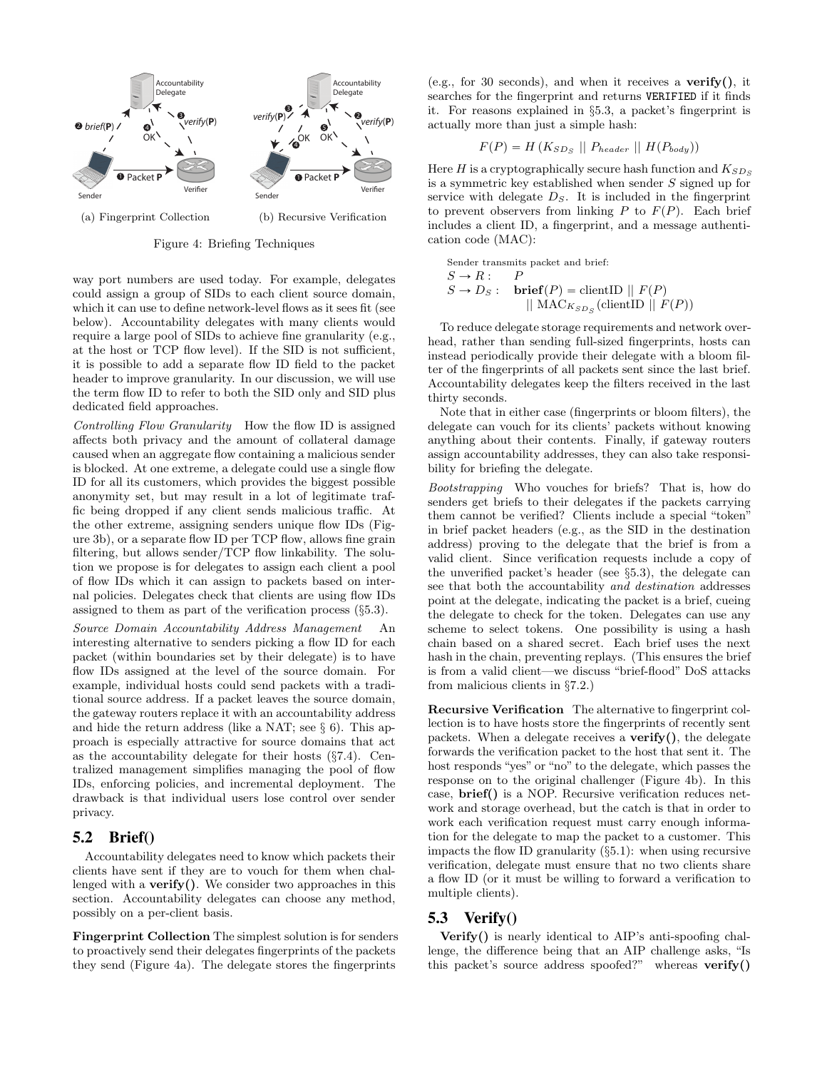(a) Fingerprint Collection (b) Recursive Verification

Figure 4: Briefing Techniques

way port numbers are used today. For example, delegates could assign a group of SIDs to each client source domain, which it can use to define network-level flows as it sees fit (see below). Accountability delegates with many clients would require a large pool of SIDs to achieve fine granularity (e.g., at the host or TCP flow level). If the SID is not sufficient, it is possible to add a separate flow ID field to the packet header to improve granularity. In our discussion, we will use the term flow ID to refer to both the SID only and SID plus dedicated field approaches.

*Controlling Flow Granularity* How the flow ID is assigned affects both privacy and the amount of collateral damage caused when an aggregate flow containing a malicious sender is blocked. At one extreme, a delegate could use a single flow ID for all its customers, which provides the biggest possible anonymity set, but may result in a lot of legitimate traffic being dropped if any client sends malicious traffic. At the other extreme, assigning senders unique flow IDs (Figure 3b), or a separate flow ID per TCP flow, allows fine grain filtering, but allows sender/TCP flow linkability. The solution we propose is for delegates to assign each client a pool of flow IDs which it can assign to packets based on internal policies. Delegates check that clients are using flow IDs assigned to them as part of the verification process (§5.3).

*Source Domain Accountability Address Management* An interesting alternative to senders picking a flow ID for each packet (within boundaries set by their delegate) is to have flow IDs assigned at the level of the source domain. For example, individual hosts could send packets with a traditional source address. If a packet leaves the source domain, the gateway routers replace it with an accountability address and hide the return address (like a NAT; see § 6). This approach is especially attractive for source domains that act as the accountability delegate for their hosts (§7.4). Centralized management simplifies managing the pool of flow IDs, enforcing policies, and incremental deployment. The drawback is that individual users lose control over sender privacy.

## 5.2 Brief()

Accountability delegates need to know which packets their clients have sent if they are to vouch for them when challenged with a **verify()**. We consider two approaches in this section. Accountability delegates can choose any method, possibly on a per-client basis.

**Fingerprint Collection** The simplest solution is for senders to proactively send their delegates fingerprints of the packets they send (Figure 4a). The delegate stores the fingerprints (e.g., for 30 seconds), and when it receives a **verify()**, it searches for the fingerprint and returns VERIFIED if it finds it. For reasons explained in §5.3, a packet's fingerprint is actually more than just a simple hash:

$$F(P) = H\left(K_{SD_S} \mid\mid P_{header} \mid\mid H(P_{body})\right)$$

Here $H$ is a cryptographically secure hash function and $K_{SD_S}$ is a symmetric key established when sender $S$ signed up for service with delegate $D_S$. It is included in the fingerprint to prevent observers from linking $P$ to $F(P)$. Each brief includes a client ID, a fingerprint, and a message authentication code (MAC):

Sender transmits packet and brief:

$$S \rightarrow R: \quad P$$

$$S \rightarrow D_S: \quad \textbf{brief}(P) = \text{clientID} \mid\mid F(P) \mid\mid \text{MAC}_{K_{SD_S}}(\text{clientID} \mid\mid F(P))$$

To reduce delegate storage requirements and network overhead, rather than sending full-sized fingerprints, hosts can instead periodically provide their delegate with a bloom filter of the fingerprints of all packets sent since the last brief. Accountability delegates keep the filters received in the last thirty seconds.

Note that in either case (fingerprints or bloom filters), the delegate can vouch for its clients' packets without knowing anything about their contents. Finally, if gateway routers assign accountability addresses, they can also take responsibility for briefing the delegate.

*Bootstrapping* Who vouches for briefs? That is, how do senders get briefs to their delegates if the packets carrying them cannot be verified? Clients include a special "token" in brief packet headers (e.g., as the SID in the destination address) proving to the delegate that the brief is from a valid client. Since verification requests include a copy of the unverified packet's header (see §5.3), the delegate can see that both the accountability *and destination* addresses point at the delegate, indicating the packet is a brief, cueing the delegate to check for the token. Delegates can use any scheme to select tokens. One possibility is using a hash chain based on a shared secret. Each brief uses the next hash in the chain, preventing replays. (This ensures the brief is from a valid client—we discuss "brief-flood" DoS attacks from malicious clients in §7.2.)

**Recursive Verification** The alternative to fingerprint collection is to have hosts store the fingerprints of recently sent packets. When a delegate receives a **verify()**, the delegate forwards the verification packet to the host that sent it. The host responds "yes" or "no" to the delegate, which passes the response on to the original challenger (Figure 4b). In this case, **brief()** is a NOP. Recursive verification reduces network and storage overhead, but the catch is that in order to work each verification request must carry enough information for the delegate to map the packet to a customer. This impacts the flow ID granularity (§5.1): when using recursive verification, delegate must ensure that no two clients share a flow ID (or it must be willing to forward a verification to multiple clients).

## 5.3 Verify()

**Verify()** is nearly identical to AIP's anti-spoofing challenge, the difference being that an AIP challenge asks, "Is this packet's source address spoofed?" whereas **verify()**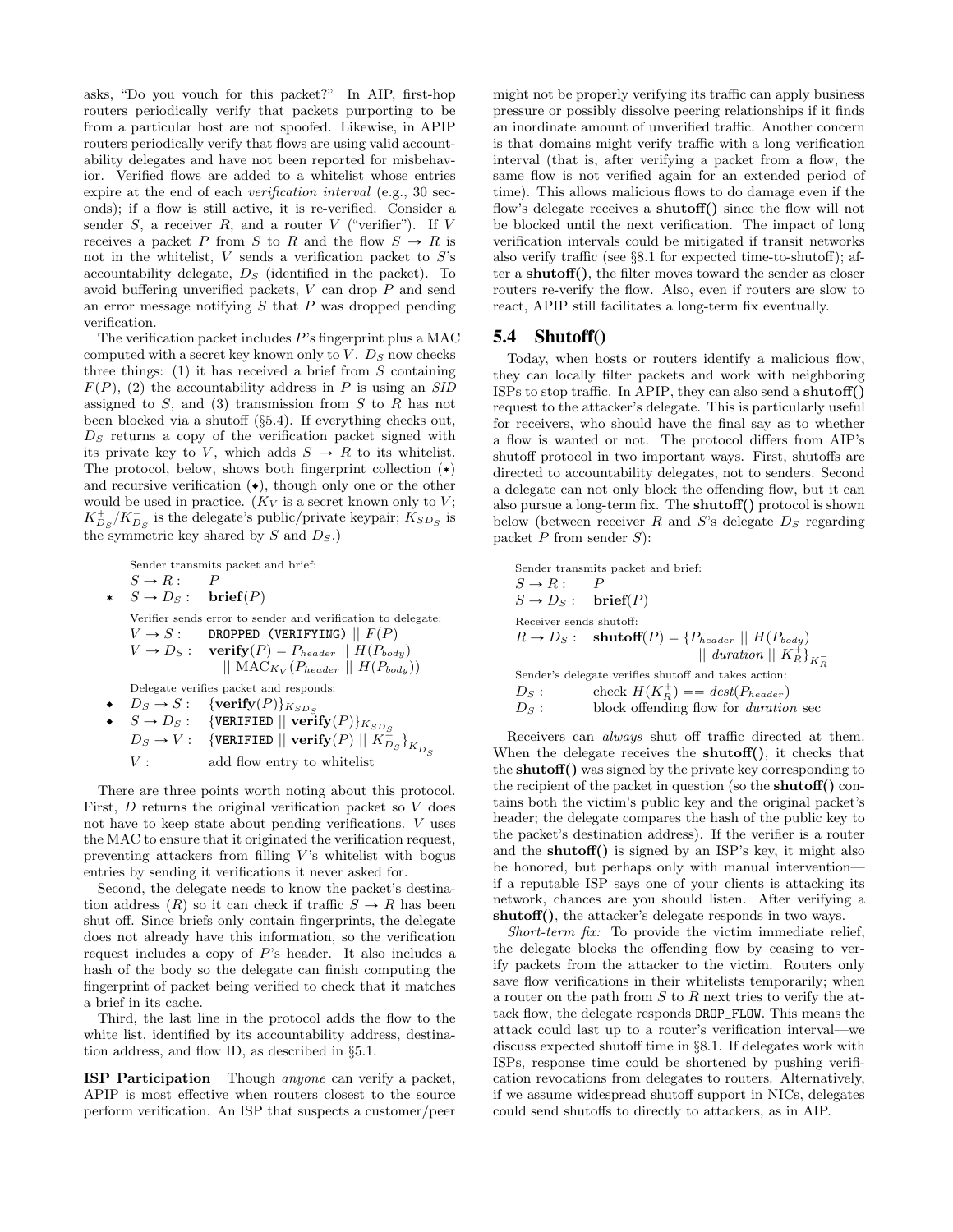asks, "Do you vouch for this packet?" In AIP, first-hop routers periodically verify that packets purporting to be from a particular host are not spoofed. Likewise, in APIP routers periodically verify that flows are using valid accountability delegates and have not been reported for misbehavior. Verified flows are added to a whitelist whose entries expire at the end of each *verification interval* (e.g., 30 seconds); if a flow is still active, it is re-verified. Consider a sender $S$, a receiver $R$, and a router $V$ ("verifier"). If $V$ receives a packet $P$ from $S$ to $R$ and the flow $S \rightarrow R$ is not in the whitelist, $V$ sends a verification packet to $S$'s accountability delegate, $D_S$ (identified in the packet). To avoid buffering unverified packets, $V$ can drop $P$ and send an error message notifying $S$ that $P$ was dropped pending verification.

The verification packet includes $P$'s fingerprint plus a MAC computed with a secret key known only to $V$. $D_S$ now checks three things: (1) it has received a brief from $S$ containing $F(P)$, (2) the accountability address in $P$ is using an *SID* assigned to $S$, and (3) transmission from $S$ to $R$ has not been blocked via a shutoff (§5.4). If everything checks out, $D_S$ returns a copy of the verification packet signed with its private key to $V$, which adds $S \rightarrow R$ to its whitelist. The protocol, below, shows both fingerprint collection ($\star$) and recursive verification ($\blacklozenge$), though only one or the other would be used in practice. ($K_V$ is a secret known only to $V$; $K^+_{D_S}/K^-_{D_S}$ is the delegate's public/private keypair; $K_{SD_S}$ is the symmetric key shared by $S$ and $D_S$.)

Sender transmits packet and brief:

- $S \rightarrow R$ : $P$
- $\star$ $S \rightarrow D_S$ : **brief**$(P)$

Verifier sends error to sender and verification to delegate:

- $V \rightarrow S$ : `DROPPED (VERIFYING)` $\|\ F(P)$
- $V \rightarrow D_S$ : **verify**$(P) = P_{header} \ \|\ H(P_{body}) \ \|\ \text{MAC}_{K_V}(P_{header} \ \|\ H(P_{body}))$

Delegate verifies packet and responds:

- $\blacklozenge$ $D_S \rightarrow S$ : $\{\textbf{verify}(P)\}_{K_{SD_S}}$
- $\blacklozenge$ $S \rightarrow D_S$ : $\{$`VERIFIED` $\|\ \textbf{verify}(P)\}_{K_{SD_S}}$
- $D_S \rightarrow V$ : $\{$`VERIFIED` $\|\ \textbf{verify}(P) \ \|\ K^+_{D_S}\}_{K^-_{D_S}}$
- $V$ : add flow entry to whitelist

There are three points worth noting about this protocol. First, $D$ returns the original verification packet so $V$ does not have to keep state about pending verifications. $V$ uses the MAC to ensure that it originated the verification request, preventing attackers from filling $V$'s whitelist with bogus entries by sending it verifications it never asked for.

Second, the delegate needs to know the packet's destination address ($R$) so it can check if traffic $S \rightarrow R$ has been shut off. Since briefs only contain fingerprints, the delegate does not already have this information, so the verification request includes a copy of $P$'s header. It also includes a hash of the body so the delegate can finish computing the fingerprint of packet being verified to check that it matches a brief in its cache.

Third, the last line in the protocol adds the flow to the white list, identified by its accountability address, destination address, and flow ID, as described in §5.1.

**ISP Participation** Though *anyone* can verify a packet, APIP is most effective when routers closest to the source perform verification. An ISP that suspects a customer/peer might not be properly verifying its traffic can apply business pressure or possibly dissolve peering relationships if it finds an inordinate amount of unverified traffic. Another concern is that domains might verify traffic with a long verification interval (that is, after verifying a packet from a flow, the same flow is not verified again for an extended period of time). This allows malicious flows to do damage even if the flow's delegate receives a **shutoff()** since the flow will not be blocked until the next verification. The impact of long verification intervals could be mitigated if transit networks also verify traffic (see §8.1 for expected time-to-shutoff); after a **shutoff()**, the filter moves toward the sender as closer routers re-verify the flow. Also, even if routers are slow to react, APIP still facilitates a long-term fix eventually.

## 5.4 Shutoff()

Today, when hosts or routers identify a malicious flow, they can locally filter packets and work with neighboring ISPs to stop traffic. In APIP, they can also send a **shutoff()** request to the attacker's delegate. This is particularly useful for receivers, who should have the final say as to whether a flow is wanted or not. The protocol differs from AIP's shutoff protocol in two important ways. First, shutoffs are directed to accountability delegates, not to senders. Second a delegate can not only block the offending flow, but it can also pursue a long-term fix. The **shutoff()** protocol is shown below (between receiver $R$ and $S$'s delegate $D_S$ regarding packet $P$ from sender $S$):

Sender transmits packet and brief:

- $S \rightarrow R$ : $P$
- $S \rightarrow D_S$ : **brief**$(P)$

Receiver sends shutoff:

- $R \rightarrow D_S$ : **shutoff**$(P) = \{P_{header} \ \|\ H(P_{body}) \ \|\ duration \ \|\ K^+_R\}_{K^-_R}$

Sender's delegate verifies shutoff and takes action:

- $D_S$ : check $H(K^+_R) == dest(P_{header})$
- $D_S$ : block offending flow for *duration* sec

Receivers can *always* shut off traffic directed at them. When the delegate receives the **shutoff()**, it checks that the **shutoff()** was signed by the private key corresponding to the recipient of the packet in question (so the **shutoff()** contains both the victim's public key and the original packet's header; the delegate compares the hash of the public key to the packet's destination address). If the verifier is a router and the **shutoff()** is signed by an ISP's key, it might also be honored, but perhaps only with manual intervention—if a reputable ISP says one of your clients is attacking its network, chances are you should listen. After verifying a **shutoff()**, the attacker's delegate responds in two ways.

*Short-term fix:* To provide the victim immediate relief, the delegate blocks the offending flow by ceasing to verify packets from the attacker to the victim. Routers only save flow verifications in their whitelists temporarily; when a router on the path from $S$ to $R$ next tries to verify the attack flow, the delegate responds `DROP_FLOW`. This means the attack could last up to a router's verification interval—we discuss expected shutoff time in §8.1. If delegates work with ISPs, response time could be shortened by pushing verification revocations from delegates to routers. Alternatively, if we assume widespread shutoff support in NICs, delegates could send shutoffs to directly to attackers, as in AIP.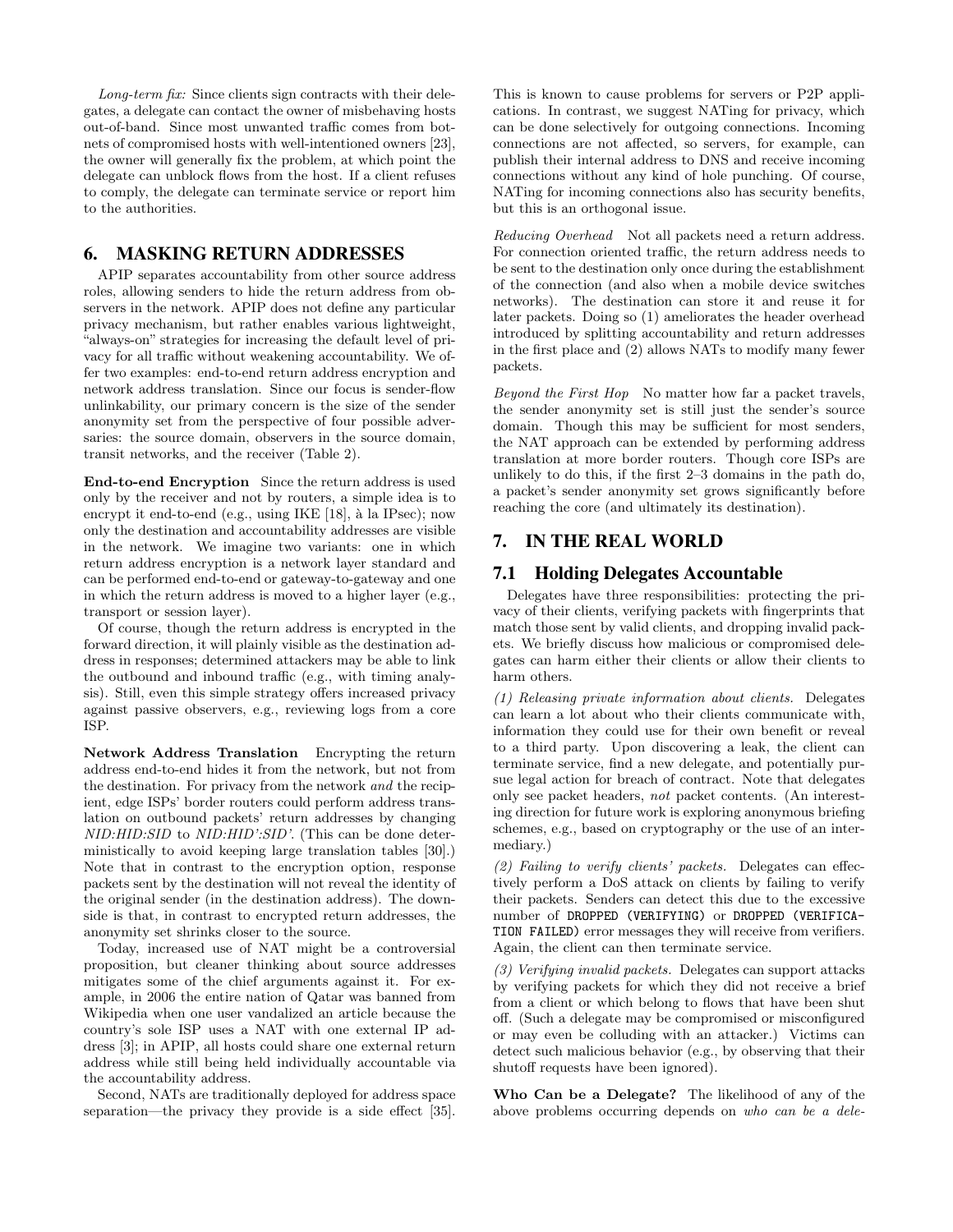*Long-term fix:* Since clients sign contracts with their delegates, a delegate can contact the owner of misbehaving hosts out-of-band. Since most unwanted traffic comes from botnets of compromised hosts with well-intentioned owners [23], the owner will generally fix the problem, at which point the delegate can unblock flows from the host. If a client refuses to comply, the delegate can terminate service or report him to the authorities.

# 6. MASKING RETURN ADDRESSES

APIP separates accountability from other source address roles, allowing senders to hide the return address from observers in the network. APIP does not define any particular privacy mechanism, but rather enables various lightweight, "always-on" strategies for increasing the default level of privacy for all traffic without weakening accountability. We offer two examples: end-to-end return address encryption and network address translation. Since our focus is on sender-flow unlinkability, our primary concern is the size of the sender anonymity set from the perspective of four possible adversaries: the source domain, observers in the source domain, transit networks, and the receiver (Table 2).

**End-to-end Encryption** Since the return address is used only by the receiver and not by routers, a simple idea is to encrypt it end-to-end (e.g., using IKE [18], à la IPsec); now only the destination and accountability addresses are visible in the network. We imagine two variants: one in which return address encryption is a network layer standard and can be performed end-to-end or gateway-to-gateway and one in which the return address is moved to a higher layer (e.g., transport or session layer).

Of course, though the return address is encrypted in the forward direction, it will plainly visible as the destination address in responses; determined attackers may be able to link the outbound and inbound traffic (e.g., with timing analysis). Still, even this simple strategy offers increased privacy against passive observers, e.g., reviewing logs from a core ISP.

**Network Address Translation** Encrypting the return address end-to-end hides it from the network, but not from the destination. For privacy from the network *and* the recipient, edge ISPs' border routers could perform address translation on outbound packets' return addresses by changing *NID:HID:SID* to *NID:HID':SID'*. (This can be done deterministically to avoid keeping large translation tables [30].) Note that in contrast to the encryption option, response packets sent by the destination will not reveal the identity of the original sender (in the destination address). The downside is that, in contrast to encrypted return addresses, the anonymity set shrinks closer to the source.

Today, increased use of NAT might be a controversial proposition, but cleaner thinking about source addresses mitigates some of the chief arguments against it. For example, in 2006 the entire nation of Qatar was banned from Wikipedia when one user vandalized an article because the country's sole ISP uses a NAT with one external IP address [3]; in APIP, all hosts could share one external return address while still being held individually accountable via the accountability address.

Second, NATs are traditionally deployed for address space separation—the privacy they provide is a side effect [35]. This is known to cause problems for servers or P2P applications. In contrast, we suggest NATing for privacy, which can be done selectively for outgoing connections. Incoming connections are not affected, so servers, for example, can publish their internal address to DNS and receive incoming connections without any kind of hole punching. Of course, NATing for incoming connections also has security benefits, but this is an orthogonal issue.

*Reducing Overhead* Not all packets need a return address. For connection oriented traffic, the return address needs to be sent to the destination only once during the establishment of the connection (and also when a mobile device switches networks). The destination can store it and reuse it for later packets. Doing so (1) ameliorates the header overhead introduced by splitting accountability and return addresses in the first place and (2) allows NATs to modify many fewer packets.

*Beyond the First Hop* No matter how far a packet travels, the sender anonymity set is still just the sender's source domain. Though this may be sufficient for most senders, the NAT approach can be extended by performing address translation at more border routers. Though core ISPs are unlikely to do this, if the first 2–3 domains in the path do, a packet's sender anonymity set grows significantly before reaching the core (and ultimately its destination).

# 7. IN THE REAL WORLD

## 7.1 Holding Delegates Accountable

Delegates have three responsibilities: protecting the privacy of their clients, verifying packets with fingerprints that match those sent by valid clients, and dropping invalid packets. We briefly discuss how malicious or compromised delegates can harm either their clients or allow their clients to harm others.

*(1) Releasing private information about clients.* Delegates can learn a lot about who their clients communicate with, information they could use for their own benefit or reveal to a third party. Upon discovering a leak, the client can terminate service, find a new delegate, and potentially pursue legal action for breach of contract. Note that delegates only see packet headers, *not* packet contents. (An interesting direction for future work is exploring anonymous briefing schemes, e.g., based on cryptography or the use of an intermediary.)

*(2) Failing to verify clients' packets.* Delegates can effectively perform a DoS attack on clients by failing to verify their packets. Senders can detect this due to the excessive number of `DROPPED (VERIFYING)` or `DROPPED (VERIFICATION FAILED)` error messages they will receive from verifiers. Again, the client can then terminate service.

*(3) Verifying invalid packets.* Delegates can support attacks by verifying packets for which they did not receive a brief from a client or which belong to flows that have been shut off. (Such a delegate may be compromised or misconfigured or may even be colluding with an attacker.) Victims can detect such malicious behavior (e.g., by observing that their shutoff requests have been ignored).

**Who Can be a Delegate?** The likelihood of any of the above problems occurring depends on *who can be a dele-*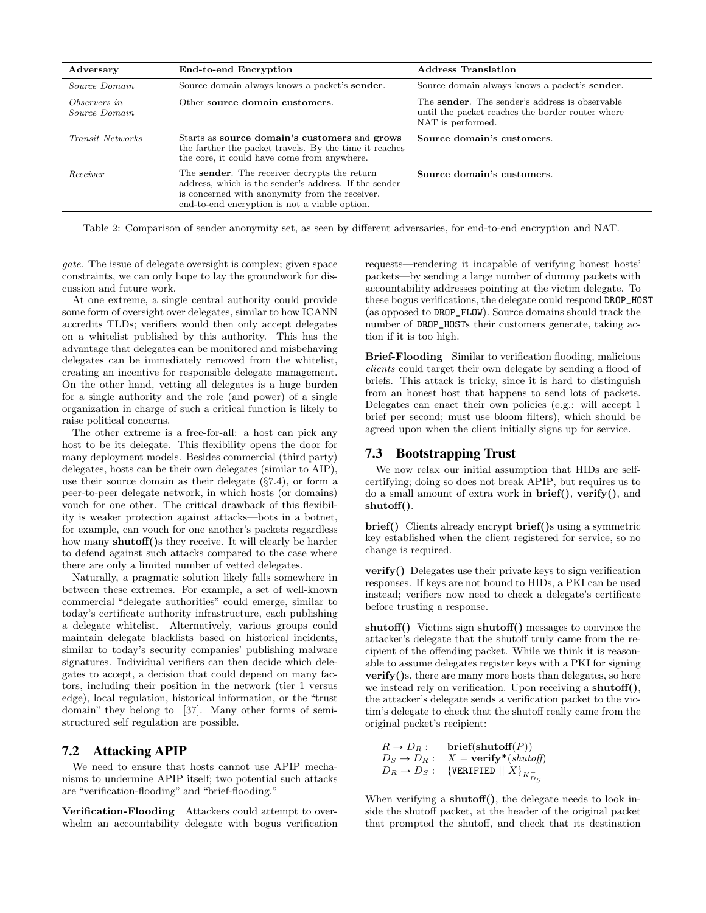| Adversary | End-to-end Encryption | Address Translation |
|---|---|---|
| *Source Domain* | Source domain always knows a packet's **sender**. | Source domain always knows a packet's **sender**. |
| *Observers in Source Domain* | Other **source domain customers**. | The **sender**. The sender's address is observable until the packet reaches the border router where NAT is performed. |
| *Transit Networks* | Starts as **source domain's customers** and **grows** the farther the packet travels. By the time it reaches the core, it could have come from anywhere. | **Source domain's customers**. |
| *Receiver* | The **sender**. The receiver decrypts the return address, which is the sender's address. If the sender is concerned with anonymity from the receiver, end-to-end encryption is not a viable option. | **Source domain's customers**. |

Table 2: Comparison of sender anonymity set, as seen by different adversaries, for end-to-end encryption and NAT.

*gate*. The issue of delegate oversight is complex; given space constraints, we can only hope to lay the groundwork for discussion and future work.

At one extreme, a single central authority could provide some form of oversight over delegates, similar to how ICANN accredits TLDs; verifiers would then only accept delegates on a whitelist published by this authority. This has the advantage that delegates can be monitored and misbehaving delegates can be immediately removed from the whitelist, creating an incentive for responsible delegate management. On the other hand, vetting all delegates is a huge burden for a single authority and the role (and power) of a single organization in charge of such a critical function is likely to raise political concerns.

The other extreme is a free-for-all: a host can pick any host to be its delegate. This flexibility opens the door for many deployment models. Besides commercial (third party) delegates, hosts can be their own delegates (similar to AIP), use their source domain as their delegate (§7.4), or form a peer-to-peer delegate network, in which hosts (or domains) vouch for one other. The critical drawback of this flexibility is weaker protection against attacks—bots in a botnet, for example, can vouch for one another's packets regardless how many **shutoff()**s they receive. It will clearly be harder to defend against such attacks compared to the case where there are only a limited number of vetted delegates.

Naturally, a pragmatic solution likely falls somewhere in between these extremes. For example, a set of well-known commercial "delegate authorities" could emerge, similar to today's certificate authority infrastructure, each publishing a delegate whitelist. Alternatively, various groups could maintain delegate blacklists based on historical incidents, similar to today's security companies' publishing malware signatures. Individual verifiers can then decide which delegates to accept, a decision that could depend on many factors, including their position in the network (tier 1 versus edge), local regulation, historical information, or the "trust domain" they belong to [37]. Many other forms of semi-structured self regulation are possible.

## 7.2 Attacking APIP

We need to ensure that hosts cannot use APIP mechanisms to undermine APIP itself; two potential such attacks are "verification-flooding" and "brief-flooding."

**Verification-Flooding** Attackers could attempt to overwhelm an accountability delegate with bogus verification requests—rendering it incapable of verifying honest hosts' packets—by sending a large number of dummy packets with accountability addresses pointing at the victim delegate. To these bogus verifications, the delegate could respond DROP_HOST (as opposed to DROP_FLOW). Source domains should track the number of DROP_HOSTs their customers generate, taking action if it is too high.

**Brief-Flooding** Similar to verification flooding, malicious *clients* could target their own delegate by sending a flood of briefs. This attack is tricky, since it is hard to distinguish from an honest host that happens to send lots of packets. Delegates can enact their own policies (e.g.: will accept 1 brief per second; must use bloom filters), which should be agreed upon when the client initially signs up for service.

## 7.3 Bootstrapping Trust

We now relax our initial assumption that HIDs are self-certifying; doing so does not break APIP, but requires us to do a small amount of extra work in **brief()**, **verify()**, and **shutoff()**.

**brief()** Clients already encrypt **brief()**s using a symmetric key established when the client registered for service, so no change is required.

**verify()** Delegates use their private keys to sign verification responses. If keys are not bound to HIDs, a PKI can be used instead; verifiers now need to check a delegate's certificate before trusting a response.

**shutoff()** Victims sign **shutoff()** messages to convince the attacker's delegate that the shutoff truly came from the recipient of the offending packet. While we think it is reasonable to assume delegates register keys with a PKI for signing **verify()**s, there are many more hosts than delegates, so here we instead rely on verification. Upon receiving a **shutoff()**, the attacker's delegate sends a verification packet to the victim's delegate to check that the shutoff really came from the original packet's recipient:

$$
\begin{aligned}
R \rightarrow D_R &: \quad \textbf{brief}(\textbf{shutoff}(P)) \\
D_S \rightarrow D_R &: \quad X = \textbf{verify*}(\textit{shutoff}) \\
D_R \rightarrow D_S &: \quad \{\texttt{VERIFIED} \mid\mid X\}_{K^-_{D_S}}
\end{aligned}
$$

When verifying a **shutoff()**, the delegate needs to look inside the shutoff packet, at the header of the original packet that prompted the shutoff, and check that its destination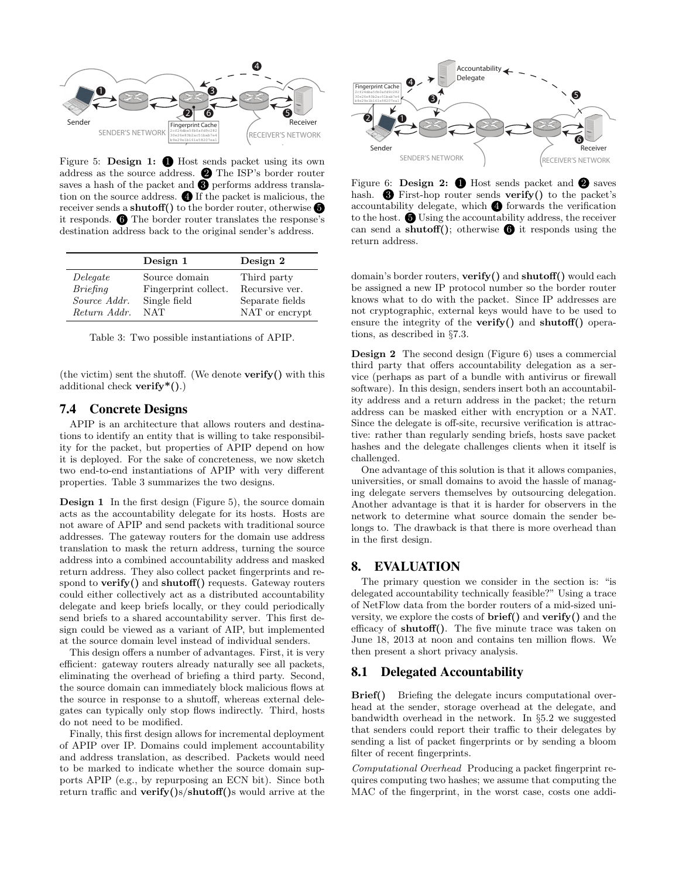Figure 5: **Design 1:** ❶ Host sends packet using its own address as the source address. ❷ The ISP's border router saves a hash of the packet and ❸ performs address translation on the source address. ❹ If the packet is malicious, the receiver sends a **shutoff()** to the border router, otherwise ❺ it responds. ❻ The border router translates the response's destination address back to the original sender's address.

| | Design 1 | Design 2 |
|---|---|---|
| *Delegate* | Source domain | Third party |
| *Briefing* | Fingerprint collect. | Recursive ver. |
| *Source Addr.* | Single field | Separate fields |
| *Return Addr.* | NAT | NAT or encrypt |

Table 3: Two possible instantiations of APIP.

(the victim) sent the shutoff. (We denote **verify()** with this additional check **verify*()**.)

## 7.4 Concrete Designs

APIP is an architecture that allows routers and destinations to identify an entity that is willing to take responsibility for the packet, but properties of APIP depend on how it is deployed. For the sake of concreteness, we now sketch two end-to-end instantiations of APIP with very different properties. Table 3 summarizes the two designs.

**Design 1** In the first design (Figure 5), the source domain acts as the accountability delegate for its hosts. Hosts are not aware of APIP and send packets with traditional source addresses. The gateway routers for the domain use address translation to mask the return address, turning the source address into a combined accountability address and masked return address. They also collect packet fingerprints and respond to **verify()** and **shutoff()** requests. Gateway routers could either collectively act as a distributed accountability delegate and keep briefs locally, or they could periodically send briefs to a shared accountability server. This first design could be viewed as a variant of AIP, but implemented at the source domain level instead of individual senders.

This design offers a number of advantages. First, it is very efficient: gateway routers already naturally see all packets, eliminating the overhead of briefing a third party. Second, the source domain can immediately block malicious flows at the source in response to a shutoff, whereas external delegates can typically only stop flows indirectly. Third, hosts do not need to be modified.

Finally, this first design allows for incremental deployment of APIP over IP. Domains could implement accountability and address translation, as described. Packets would need to be marked to indicate whether the source domain supports APIP (e.g., by repurposing an ECN bit). Since both return traffic and **verify()**s/**shutoff()**s would arrive at the domain's border routers, **verify()** and **shutoff()** would each be assigned a new IP protocol number so the border router knows what to do with the packet. Since IP addresses are not cryptographic, external keys would have to be used to ensure the integrity of the **verify()** and **shutoff()** operations, as described in §7.3.

Figure 6: **Design 2:** ❶ Host sends packet and ❷ saves hash. ❸ First-hop router sends **verify()** to the packet's accountability delegate, which ❹ forwards the verification to the host. ❺ Using the accountability address, the receiver can send a **shutoff()**; otherwise ❻ it responds using the return address.

**Design 2** The second design (Figure 6) uses a commercial third party that offers accountability delegation as a service (perhaps as part of a bundle with antivirus or firewall software). In this design, senders insert both an accountability address and a return address in the packet; the return address can be masked either with encryption or a NAT. Since the delegate is off-site, recursive verification is attractive: rather than regularly sending briefs, hosts save packet hashes and the delegate challenges clients when it itself is challenged.

One advantage of this solution is that it allows companies, universities, or small domains to avoid the hassle of managing delegate servers themselves by outsourcing delegation. Another advantage is that it is harder for observers in the network to determine what source domain the sender belongs to. The drawback is that there is more overhead than in the first design.

# 8. EVALUATION

The primary question we consider in the section is: "is delegated accountability technically feasible?" Using a trace of NetFlow data from the border routers of a mid-sized university, we explore the costs of **brief()** and **verify()** and the efficacy of **shutoff()**. The five minute trace was taken on June 18, 2013 at noon and contains ten million flows. We then present a short privacy analysis.

## 8.1 Delegated Accountability

**Brief()** Briefing the delegate incurs computational overhead at the sender, storage overhead at the delegate, and bandwidth overhead in the network. In §5.2 we suggested that senders could report their traffic to their delegates by sending a list of packet fingerprints or by sending a bloom filter of recent fingerprints.

*Computational Overhead* Producing a packet fingerprint requires computing two hashes; we assume that computing the MAC of the fingerprint, in the worst case, costs one addi-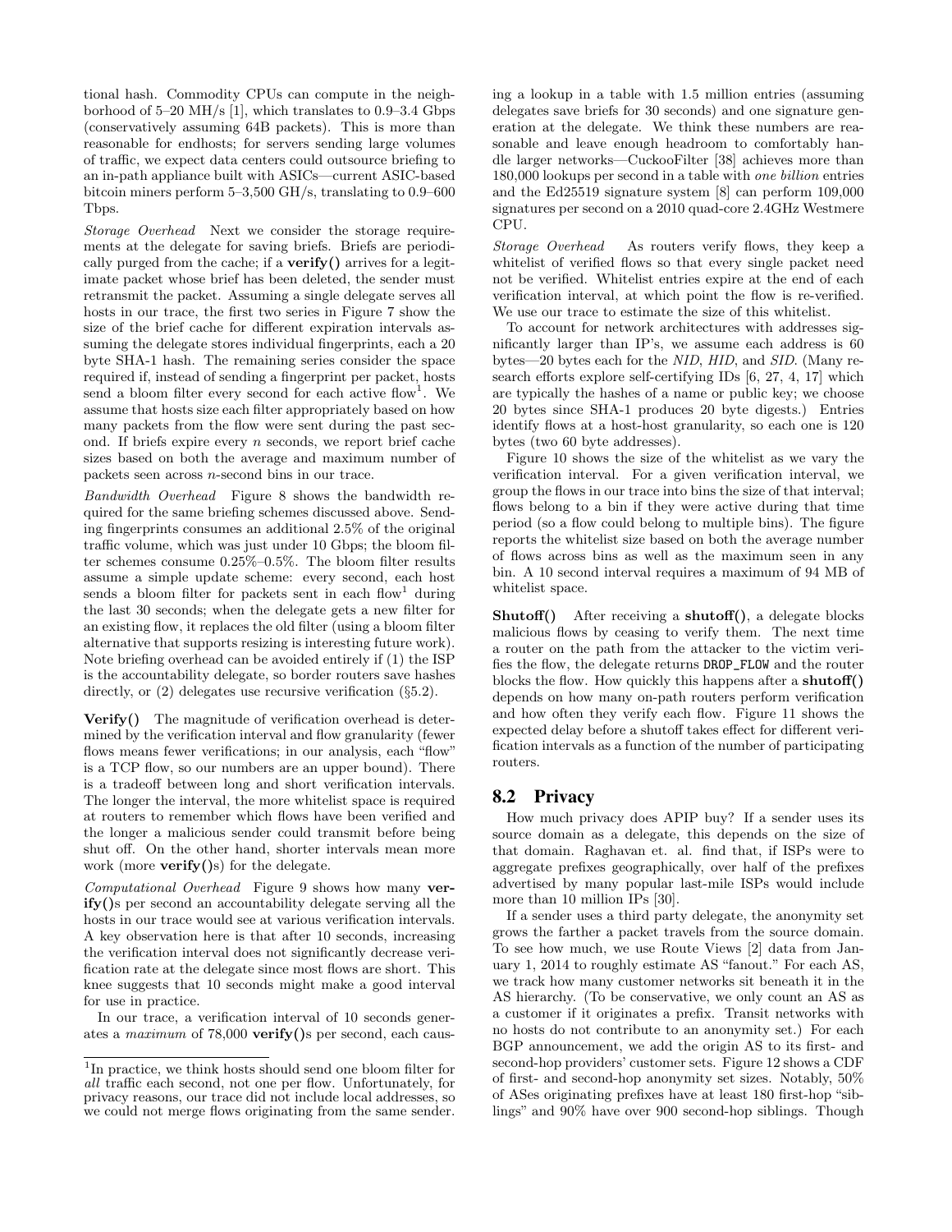tional hash. Commodity CPUs can compute in the neighborhood of 5–20 MH/s [1], which translates to 0.9–3.4 Gbps (conservatively assuming 64B packets). This is more than reasonable for endhosts; for servers sending large volumes of traffic, we expect data centers could outsource briefing to an in-path appliance built with ASICs—current ASIC-based bitcoin miners perform 5–3,500 GH/s, translating to 0.9–600 Tbps.

*Storage Overhead* Next we consider the storage requirements at the delegate for saving briefs. Briefs are periodically purged from the cache; if a **verify()** arrives for a legitimate packet whose brief has been deleted, the sender must retransmit the packet. Assuming a single delegate serves all hosts in our trace, the first two series in Figure 7 show the size of the brief cache for different expiration intervals assuming the delegate stores individual fingerprints, each a 20 byte SHA-1 hash. The remaining series consider the space required if, instead of sending a fingerprint per packet, hosts send a bloom filter every second for each active flow[1]. We assume that hosts size each filter appropriately based on how many packets from the flow were sent during the past second. If briefs expire every $n$ seconds, we report brief cache sizes based on both the average and maximum number of packets seen across $n$-second bins in our trace.

*Bandwidth Overhead* Figure 8 shows the bandwidth required for the same briefing schemes discussed above. Sending fingerprints consumes an additional 2.5% of the original traffic volume, which was just under 10 Gbps; the bloom filter schemes consume 0.25%–0.5%. The bloom filter results assume a simple update scheme: every second, each host sends a bloom filter for packets sent in each flow[1] during the last 30 seconds; when the delegate gets a new filter for an existing flow, it replaces the old filter (using a bloom filter alternative that supports resizing is interesting future work). Note briefing overhead can be avoided entirely if (1) the ISP is the accountability delegate, so border routers save hashes directly, or (2) delegates use recursive verification (§5.2).

**Verify()** The magnitude of verification overhead is determined by the verification interval and flow granularity (fewer flows means fewer verifications; in our analysis, each "flow" is a TCP flow, so our numbers are an upper bound). There is a tradeoff between long and short verification intervals. The longer the interval, the more whitelist space is required at routers to remember which flows have been verified and the longer a malicious sender could transmit before being shut off. On the other hand, shorter intervals mean more work (more **verify()**s) for the delegate.

*Computational Overhead* Figure 9 shows how many **verify()**s per second an accountability delegate serving all the hosts in our trace would see at various verification intervals. A key observation here is that after 10 seconds, increasing the verification interval does not significantly decrease verification rate at the delegate since most flows are short. This knee suggests that 10 seconds might make a good interval for use in practice.

In our trace, a verification interval of 10 seconds generates a *maximum* of 78,000 **verify()**s per second, each causing a lookup in a table with 1.5 million entries (assuming delegates save briefs for 30 seconds) and one signature generation at the delegate. We think these numbers are reasonable and leave enough headroom to comfortably handle larger networks—CuckooFilter [38] achieves more than 180,000 lookups per second in a table with *one billion* entries and the Ed25519 signature system [8] can perform 109,000 signatures per second on a 2010 quad-core 2.4GHz Westmere CPU.

*Storage Overhead* As routers verify flows, they keep a whitelist of verified flows so that every single packet need not be verified. Whitelist entries expire at the end of each verification interval, at which point the flow is re-verified. We use our trace to estimate the size of this whitelist.

To account for network architectures with addresses significantly larger than IP's, we assume each address is 60 bytes—20 bytes each for the *NID*, *HID*, and *SID*. (Many research efforts explore self-certifying IDs [6, 27, 4, 17] which are typically the hashes of a name or public key; we choose 20 bytes since SHA-1 produces 20 byte digests.) Entries identify flows at a host-host granularity, so each one is 120 bytes (two 60 byte addresses).

Figure 10 shows the size of the whitelist as we vary the verification interval. For a given verification interval, we group the flows in our trace into bins the size of that interval; flows belong to a bin if they were active during that time period (so a flow could belong to multiple bins). The figure reports the whitelist size based on both the average number of flows across bins as well as the maximum seen in any bin. A 10 second interval requires a maximum of 94 MB of whitelist space.

**Shutoff()** After receiving a **shutoff()**, a delegate blocks malicious flows by ceasing to verify them. The next time a router on the path from the attacker to the victim verifies the flow, the delegate returns `DROP_FLOW` and the router blocks the flow. How quickly this happens after a **shutoff()** depends on how many on-path routers perform verification and how often they verify each flow. Figure 11 shows the expected delay before a shutoff takes effect for different verification intervals as a function of the number of participating routers.

## 8.2 Privacy

How much privacy does APIP buy? If a sender uses its source domain as a delegate, this depends on the size of that domain. Raghavan et. al. find that, if ISPs were to aggregate prefixes geographically, over half of the prefixes advertised by many popular last-mile ISPs would include more than 10 million IPs [30].

If a sender uses a third party delegate, the anonymity set grows the farther a packet travels from the source domain. To see how much, we use Route Views [2] data from January 1, 2014 to roughly estimate AS "fanout." For each AS, we track how many customer networks sit beneath it in the AS hierarchy. (To be conservative, we only count an AS as a customer if it originates a prefix. Transit networks with no hosts do not contribute to an anonymity set.) For each BGP announcement, we add the origin AS to its first- and second-hop providers' customer sets. Figure 12 shows a CDF of first- and second-hop anonymity set sizes. Notably, 50% of ASes originating prefixes have at least 180 first-hop "siblings" and 90% have over 900 second-hop siblings. Though

[1]In practice, we think hosts should send one bloom filter for *all* traffic each second, not one per flow. Unfortunately, for privacy reasons, our trace did not include local addresses, so we could not merge flows originating from the same sender.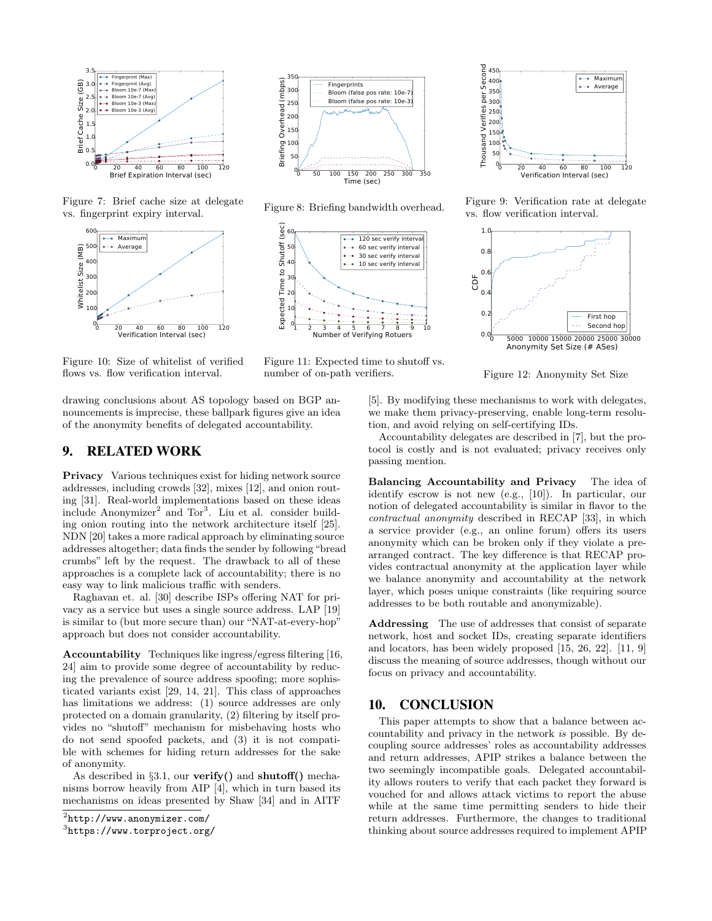Figure 7: Brief cache size at delegate vs. fingerprint expiry interval.

Figure 8: Briefing bandwidth overhead.

Figure 9: Verification rate at delegate vs. flow verification interval.

Figure 10: Size of whitelist of verified flows vs. flow verification interval.

Figure 11: Expected time to shutoff vs. number of on-path verifiers.

Figure 12: Anonymity Set Size

drawing conclusions about AS topology based on BGP announcements is imprecise, these ballpark figures give an idea of the anonymity benefits of delegated accountability.

## 9. RELATED WORK

**Privacy** Various techniques exist for hiding network source addresses, including crowds [32], mixes [12], and onion routing [31]. Real-world implementations based on these ideas include Anonymizer[2] and Tor[3]. Liu et al. consider building onion routing into the network architecture itself [25]. NDN [20] takes a more radical approach by eliminating source addresses altogether; data finds the sender by following "bread crumbs" left by the request. The drawback to all of these approaches is a complete lack of accountability; there is no easy way to link malicious traffic with senders.

Raghavan et. al. [30] describe ISPs offering NAT for privacy as a service but uses a single source address. LAP [19] is similar to (but more secure than) our "NAT-at-every-hop" approach but does not consider accountability.

**Accountability** Techniques like ingress/egress filtering [16, 24] aim to provide some degree of accountability by reducing the prevalence of source address spoofing; more sophisticated variants exist [29, 14, 21]. This class of approaches has limitations we address: (1) source addresses are only protected on a domain granularity, (2) filtering by itself provides no "shutoff" mechanism for misbehaving hosts who do not send spoofed packets, and (3) it is not compatible with schemes for hiding return addresses for the sake of anonymity.

As described in §3.1, our **verify()** and **shutoff()** mechanisms borrow heavily from AIP [4], which in turn based its mechanisms on ideas presented by Shaw [34] and in AITF [5]. By modifying these mechanisms to work with delegates, we make them privacy-preserving, enable long-term resolution, and avoid relying on self-certifying IDs.

Accountability delegates are described in [7], but the protocol is costly and is not evaluated; privacy receives only passing mention.

**Balancing Accountability and Privacy** The idea of identify escrow is not new (e.g., [10]). In particular, our notion of delegated accountability is similar in flavor to the *contractual anonymity* described in RECAP [33], in which a service provider (e.g., an online forum) offers its users anonymity which can be broken only if they violate a prearranged contract. The key difference is that RECAP provides contractual anonymity at the application layer while we balance anonymity and accountability at the network layer, which poses unique constraints (like requiring source addresses to be both routable and anonymizable).

**Addressing** The use of addresses that consist of separate network, host and socket IDs, creating separate identifiers and locators, has been widely proposed [15, 26, 22]. [11, 9] discuss the meaning of source addresses, though without our focus on privacy and accountability.

## 10. CONCLUSION

This paper attempts to show that a balance between accountability and privacy in the network *is* possible. By decoupling source addresses' roles as accountability addresses and return addresses, APIP strikes a balance between the two seemingly incompatible goals. Delegated accountability allows routers to verify that each packet they forward is vouched for and allows attack victims to report the abuse while at the same time permitting senders to hide their return addresses. Furthermore, the changes to traditional thinking about source addresses required to implement APIP

[2] http://www.anonymizer.com/

[3] https://www.torproject.org/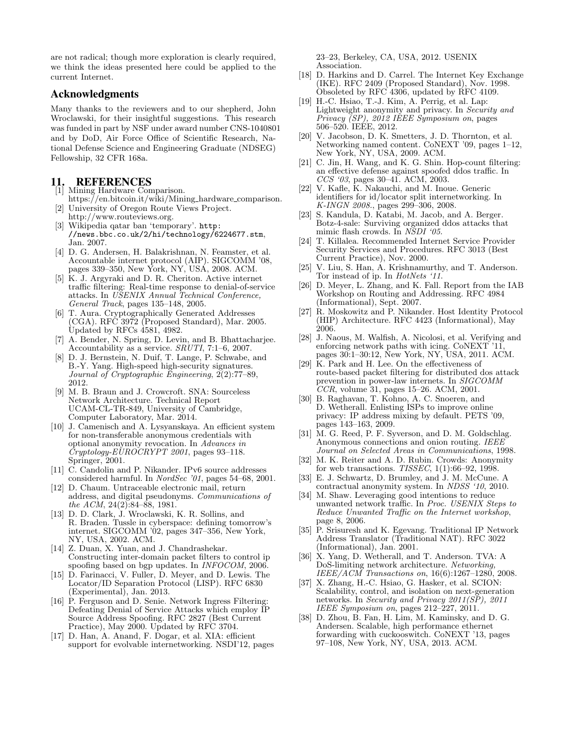are not radical; though more exploration is clearly required, we think the ideas presented here could be applied to the current Internet.

## Acknowledgments

Many thanks to the reviewers and to our shepherd, John Wroclawski, for their insightful suggestions. This research was funded in part by NSF under award number CNS-1040801 and by DoD, Air Force Office of Scientific Research, National Defense Science and Engineering Graduate (NDSEG) Fellowship, 32 CFR 168a.

## 11. REFERENCES

[1] Mining Hardware Comparison. https://en.bitcoin.it/wiki/Mining_hardware_comparison.

[2] University of Oregon Route Views Project. http://www.routeviews.org.

[3] Wikipedia qatar ban 'temporary'. `http://news.bbc.co.uk/2/hi/technology/6224677.stm`, Jan. 2007.

[4] D. G. Andersen, H. Balakrishnan, N. Feamster, et al. Accountable internet protocol (AIP). SIGCOMM '08, pages 339–350, New York, NY, USA, 2008. ACM.

[5] K. J. Argyraki and D. R. Cheriton. Active internet traffic filtering: Real-time response to denial-of-service attacks. In *USENIX Annual Technical Conference, General Track*, pages 135–148, 2005.

[6] T. Aura. Cryptographically Generated Addresses (CGA). RFC 3972 (Proposed Standard), Mar. 2005. Updated by RFCs 4581, 4982.

[7] A. Bender, N. Spring, D. Levin, and B. Bhattacharjee. Accountability as a service. *SRUTI*, 7:1–6, 2007.

[8] D. J. Bernstein, N. Duif, T. Lange, P. Schwabe, and B.-Y. Yang. High-speed high-security signatures. *Journal of Cryptographic Engineering*, 2(2):77–89, 2012.

[9] M. B. Braun and J. Crowcroft. SNA: Sourceless Network Architecture. Technical Report UCAM-CL-TR-849, University of Cambridge, Computer Laboratory, Mar. 2014.

[10] J. Camenisch and A. Lysyanskaya. An efficient system for non-transferable anonymous credentials with optional anonymity revocation. In *Advances in Cryptology-EUROCRYPT 2001*, pages 93–118. Springer, 2001.

[11] C. Candolin and P. Nikander. IPv6 source addresses considered harmful. In *NordSec '01*, pages 54–68, 2001.

[12] D. Chaum. Untraceable electronic mail, return address, and digital pseudonyms. *Communications of the ACM*, 24(2):84–88, 1981.

[13] D. D. Clark, J. Wroclawski, K. R. Sollins, and R. Braden. Tussle in cyberspace: defining tomorrow's internet. SIGCOMM '02, pages 347–356, New York, NY, USA, 2002. ACM.

[14] Z. Duan, X. Yuan, and J. Chandrashekar. Constructing inter-domain packet filters to control ip spoofing based on bgp updates. In *INFOCOM*, 2006.

[15] D. Farinacci, V. Fuller, D. Meyer, and D. Lewis. The Locator/ID Separation Protocol (LISP). RFC 6830 (Experimental), Jan. 2013.

[16] P. Ferguson and D. Senie. Network Ingress Filtering: Defeating Denial of Service Attacks which employ IP Source Address Spoofing. RFC 2827 (Best Current Practice), May 2000. Updated by RFC 3704.

[17] D. Han, A. Anand, F. Dogar, et al. XIA: efficient support for evolvable internetworking. NSDI'12, pages 23–23, Berkeley, CA, USA, 2012. USENIX Association.

[18] D. Harkins and D. Carrel. The Internet Key Exchange (IKE). RFC 2409 (Proposed Standard), Nov. 1998. Obsoleted by RFC 4306, updated by RFC 4109.

[19] H.-C. Hsiao, T.-J. Kim, A. Perrig, et al. Lap: Lightweight anonymity and privacy. In *Security and Privacy (SP), 2012 IEEE Symposium on*, pages 506–520. IEEE, 2012.

[20] V. Jacobson, D. K. Smetters, J. D. Thornton, et al. Networking named content. CoNEXT '09, pages 1–12, New York, NY, USA, 2009. ACM.

[21] C. Jin, H. Wang, and K. G. Shin. Hop-count filtering: an effective defense against spoofed ddos traffic. In *CCS '03*, pages 30–41. ACM, 2003.

[22] V. Kafle, K. Nakauchi, and M. Inoue. Generic identifiers for id/locator split internetworking. In *K-INGN 2008.*, pages 299–306, 2008.

[23] S. Kandula, D. Katabi, M. Jacob, and A. Berger. Botz-4-sale: Surviving organized ddos attacks that mimic flash crowds. In *NSDI '05*.

[24] T. Killalea. Recommended Internet Service Provider Security Services and Procedures. RFC 3013 (Best Current Practice), Nov. 2000.

[25] V. Liu, S. Han, A. Krishnamurthy, and T. Anderson. Tor instead of ip. In *HotNets '11*.

[26] D. Meyer, L. Zhang, and K. Fall. Report from the IAB Workshop on Routing and Addressing. RFC 4984 (Informational), Sept. 2007.

[27] R. Moskowitz and P. Nikander. Host Identity Protocol (HIP) Architecture. RFC 4423 (Informational), May 2006.

[28] J. Naous, M. Walfish, A. Nicolosi, et al. Verifying and enforcing network paths with icing. CoNEXT '11, pages 30:1–30:12, New York, NY, USA, 2011. ACM.

[29] K. Park and H. Lee. On the effectiveness of route-based packet filtering for distributed dos attack prevention in power-law internets. In *SIGCOMM CCR*, volume 31, pages 15–26. ACM, 2001.

[30] B. Raghavan, T. Kohno, A. C. Snoeren, and D. Wetherall. Enlisting ISPs to improve online privacy: IP address mixing by default. PETS '09, pages 143–163, 2009.

[31] M. G. Reed, P. F. Syverson, and D. M. Goldschlag. Anonymous connections and onion routing. *IEEE Journal on Selected Areas in Communications*, 1998.

[32] M. K. Reiter and A. D. Rubin. Crowds: Anonymity for web transactions. *TISSEC*, 1(1):66–92, 1998.

[33] E. J. Schwartz, D. Brumley, and J. M. McCune. A contractual anonymity system. In *NDSS '10*, 2010.

[34] M. Shaw. Leveraging good intentions to reduce unwanted network traffic. In *Proc. USENIX Steps to Reduce Unwanted Traffic on the Internet workshop*, page 8, 2006.

[35] P. Srisuresh and K. Egevang. Traditional IP Network Address Translator (Traditional NAT). RFC 3022 (Informational), Jan. 2001.

[36] X. Yang, D. Wetherall, and T. Anderson. TVA: A DoS-limiting network architecture. *Networking, IEEE/ACM Transactions on*, 16(6):1267–1280, 2008.

[37] X. Zhang, H.-C. Hsiao, G. Hasker, et al. SCION: Scalability, control, and isolation on next-generation networks. In *Security and Privacy 2011(SP), 2011 IEEE Symposium on*, pages 212–227, 2011.

[38] D. Zhou, B. Fan, H. Lim, M. Kaminsky, and D. G. Andersen. Scalable, high performance ethernet forwarding with cuckooswitch. CoNEXT '13, pages 97–108, New York, NY, USA, 2013. ACM.